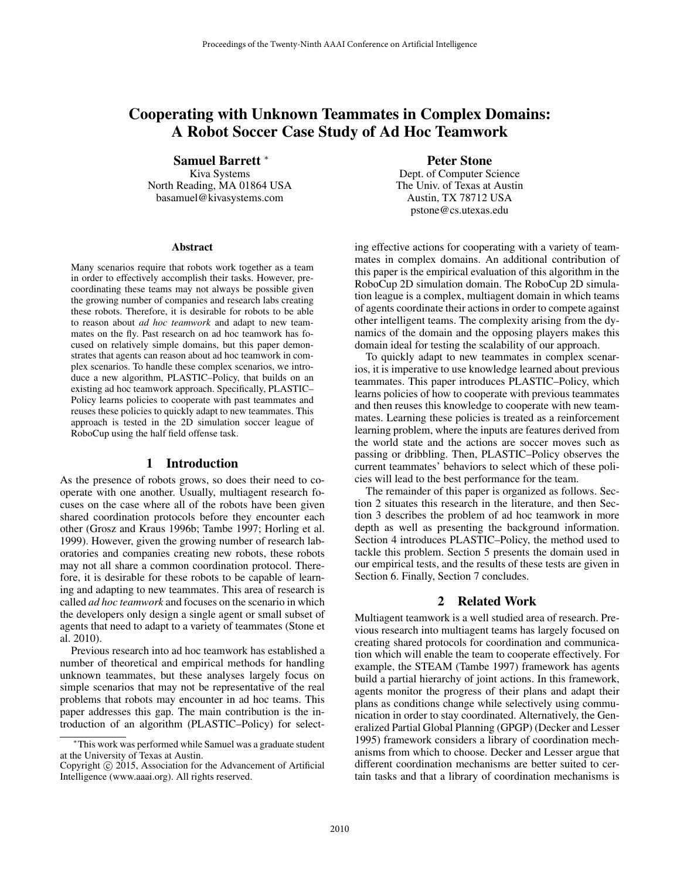# Cooperating with Unknown Teammates in Complex Domains: A Robot Soccer Case Study of Ad Hoc Teamwork

**Samuel Barrett** [*]
Kiva Systems
North Reading, MA 01864 USA
basamuel@kivasystems.com

**Peter Stone**
Dept. of Computer Science
The Univ. of Texas at Austin
Austin, TX 78712 USA
pstone@cs.utexas.edu

### Abstract

Many scenarios require that robots work together as a team in order to effectively accomplish their tasks. However, pre-coordinating these teams may not always be possible given the growing number of companies and research labs creating these robots. Therefore, it is desirable for robots to be able to reason about *ad hoc teamwork* and adapt to new teammates on the fly. Past research on ad hoc teamwork has focused on relatively simple domains, but this paper demonstrates that agents can reason about ad hoc teamwork in complex scenarios. To handle these complex scenarios, we introduce a new algorithm, PLASTIC–Policy, that builds on an existing ad hoc teamwork approach. Specifically, PLASTIC–Policy learns policies to cooperate with past teammates and reuses these policies to quickly adapt to new teammates. This approach is tested in the 2D simulation soccer league of RoboCup using the half field offense task.

## 1 Introduction

As the presence of robots grows, so does their need to cooperate with one another. Usually, multiagent research focuses on the case where all of the robots have been given shared coordination protocols before they encounter each other (Grosz and Kraus 1996b; Tambe 1997; Horling et al. 1999). However, given the growing number of research laboratories and companies creating new robots, these robots may not all share a common coordination protocol. Therefore, it is desirable for these robots to be capable of learning and adapting to new teammates. This area of research is called *ad hoc teamwork* and focuses on the scenario in which the developers only design a single agent or small subset of agents that need to adapt to a variety of teammates (Stone et al. 2010).

Previous research into ad hoc teamwork has established a number of theoretical and empirical methods for handling unknown teammates, but these analyses largely focus on simple scenarios that may not be representative of the real problems that robots may encounter in ad hoc teams. This paper addresses this gap. The main contribution is the introduction of an algorithm (PLASTIC–Policy) for selecting effective actions for cooperating with a variety of teammates in complex domains. An additional contribution of this paper is the empirical evaluation of this algorithm in the RoboCup 2D simulation domain. The RoboCup 2D simulation league is a complex, multiagent domain in which teams of agents coordinate their actions in order to compete against other intelligent teams. The complexity arising from the dynamics of the domain and the opposing players makes this domain ideal for testing the scalability of our approach.

To quickly adapt to new teammates in complex scenarios, it is imperative to use knowledge learned about previous teammates. This paper introduces PLASTIC–Policy, which learns policies of how to cooperate with previous teammates and then reuses this knowledge to cooperate with new teammates. Learning these policies is treated as a reinforcement learning problem, where the inputs are features derived from the world state and the actions are soccer moves such as passing or dribbling. Then, PLASTIC–Policy observes the current teammates' behaviors to select which of these policies will lead to the best performance for the team.

The remainder of this paper is organized as follows. Section 2 situates this research in the literature, and then Section 3 describes the problem of ad hoc teamwork in more depth as well as presenting the background information. Section 4 introduces PLASTIC–Policy, the method used to tackle this problem. Section 5 presents the domain used in our empirical tests, and the results of these tests are given in Section 6. Finally, Section 7 concludes.

## 2 Related Work

Multiagent teamwork is a well studied area of research. Previous research into multiagent teams has largely focused on creating shared protocols for coordination and communication which will enable the team to cooperate effectively. For example, the STEAM (Tambe 1997) framework has agents build a partial hierarchy of joint actions. In this framework, agents monitor the progress of their plans and adapt their plans as conditions change while selectively using communication in order to stay coordinated. Alternatively, the Generalized Partial Global Planning (GPGP) (Decker and Lesser 1995) framework considers a library of coordination mechanisms from which to choose. Decker and Lesser argue that different coordination mechanisms are better suited to certain tasks and that a library of coordination mechanisms is

[*] This work was performed while Samuel was a graduate student at the University of Texas at Austin.

Copyright © 2015, Association for the Advancement of Artificial Intelligence (www.aaai.org). All rights reserved.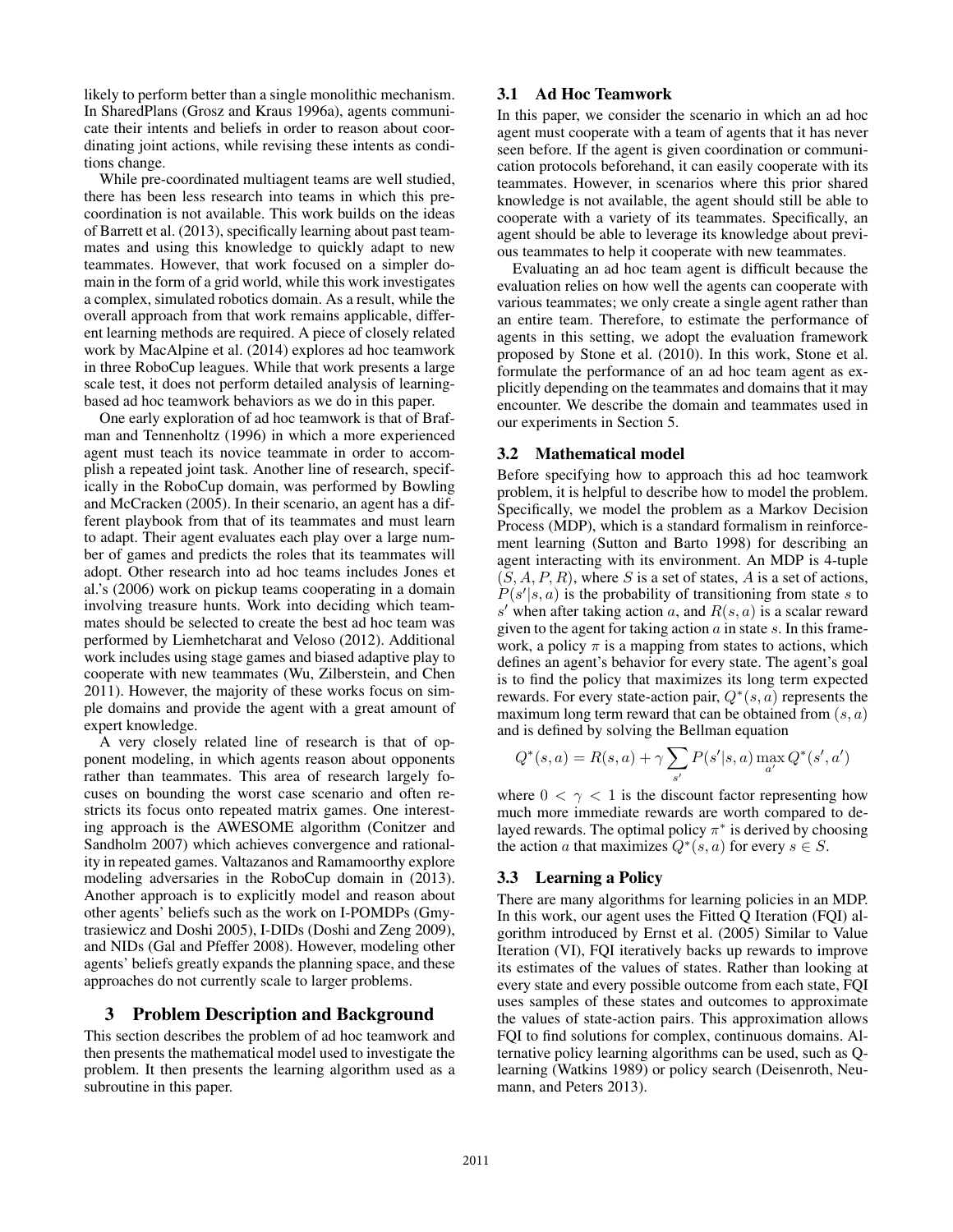likely to perform better than a single monolithic mechanism. In SharedPlans (Grosz and Kraus 1996a), agents communicate their intents and beliefs in order to reason about coordinating joint actions, while revising these intents as conditions change.

While pre-coordinated multiagent teams are well studied, there has been less research into teams in which this pre-coordination is not available. This work builds on the ideas of Barrett et al. (2013), specifically learning about past teammates and using this knowledge to quickly adapt to new teammates. However, that work focused on a simpler domain in the form of a grid world, while this work investigates a complex, simulated robotics domain. As a result, while the overall approach from that work remains applicable, different learning methods are required. A piece of closely related work by MacAlpine et al. (2014) explores ad hoc teamwork in three RoboCup leagues. While that work presents a large scale test, it does not perform detailed analysis of learning-based ad hoc teamwork behaviors as we do in this paper.

One early exploration of ad hoc teamwork is that of Brafman and Tennenholtz (1996) in which a more experienced agent must teach its novice teammate in order to accomplish a repeated joint task. Another line of research, specifically in the RoboCup domain, was performed by Bowling and McCracken (2005). In their scenario, an agent has a different playbook from that of its teammates and must learn to adapt. Their agent evaluates each play over a large number of games and predicts the roles that its teammates will adopt. Other research into ad hoc teams includes Jones et al.'s (2006) work on pickup teams cooperating in a domain involving treasure hunts. Work into deciding which teammates should be selected to create the best ad hoc team was performed by Liemhetcharat and Veloso (2012). Additional work includes using stage games and biased adaptive play to cooperate with new teammates (Wu, Zilberstein, and Chen 2011). However, the majority of these works focus on simple domains and provide the agent with a great amount of expert knowledge.

A very closely related line of research is that of opponent modeling, in which agents reason about opponents rather than teammates. This area of research largely focuses on bounding the worst case scenario and often restricts its focus onto repeated matrix games. One interesting approach is the AWESOME algorithm (Conitzer and Sandholm 2007) which achieves convergence and rationality in repeated games. Valtazanos and Ramamoorthy explore modeling adversaries in the RoboCup domain in (2013). Another approach is to explicitly model and reason about other agents' beliefs such as the work on I-POMDPs (Gmytrasiewicz and Doshi 2005), I-DIDs (Doshi and Zeng 2009), and NIDs (Gal and Pfeffer 2008). However, modeling other agents' beliefs greatly expands the planning space, and these approaches do not currently scale to larger problems.

# 3 Problem Description and Background

This section describes the problem of ad hoc teamwork and then presents the mathematical model used to investigate the problem. It then presents the learning algorithm used as a subroutine in this paper.

## 3.1 Ad Hoc Teamwork

In this paper, we consider the scenario in which an ad hoc agent must cooperate with a team of agents that it has never seen before. If the agent is given coordination or communication protocols beforehand, it can easily cooperate with its teammates. However, in scenarios where this prior shared knowledge is not available, the agent should still be able to cooperate with a variety of its teammates. Specifically, an agent should be able to leverage its knowledge about previous teammates to help it cooperate with new teammates.

Evaluating an ad hoc team agent is difficult because the evaluation relies on how well the agents can cooperate with various teammates; we only create a single agent rather than an entire team. Therefore, to estimate the performance of agents in this setting, we adopt the evaluation framework proposed by Stone et al. (2010). In this work, Stone et al. formulate the performance of an ad hoc team agent as explicitly depending on the teammates and domains that it may encounter. We describe the domain and teammates used in our experiments in Section 5.

## 3.2 Mathematical model

Before specifying how to approach this ad hoc teamwork problem, it is helpful to describe how to model the problem. Specifically, we model the problem as a Markov Decision Process (MDP), which is a standard formalism in reinforcement learning (Sutton and Barto 1998) for describing an agent interacting with its environment. An MDP is 4-tuple $(S, A, P, R)$, where $S$ is a set of states, $A$ is a set of actions, $P(s'|s, a)$ is the probability of transitioning from state $s$ to $s'$ when after taking action $a$, and $R(s, a)$ is a scalar reward given to the agent for taking action $a$ in state $s$. In this framework, a policy $\pi$ is a mapping from states to actions, which defines an agent's behavior for every state. The agent's goal is to find the policy that maximizes its long term expected rewards. For every state-action pair, $Q^*(s, a)$ represents the maximum long term reward that can be obtained from $(s, a)$ and is defined by solving the Bellman equation

$$Q^*(s, a) = R(s, a) + \gamma \sum_{s'} P(s'|s, a) \max_{a'} Q^*(s', a')$$

where $0 < \gamma < 1$ is the discount factor representing how much more immediate rewards are worth compared to delayed rewards. The optimal policy $\pi^*$ is derived by choosing the action $a$ that maximizes $Q^*(s, a)$ for every $s \in S$.

## 3.3 Learning a Policy

There are many algorithms for learning policies in an MDP. In this work, our agent uses the Fitted Q Iteration (FQI) algorithm introduced by Ernst et al. (2005) Similar to Value Iteration (VI), FQI iteratively backs up rewards to improve its estimates of the values of states. Rather than looking at every state and every possible outcome from each state, FQI uses samples of these states and outcomes to approximate the values of state-action pairs. This approximation allows FQI to find solutions for complex, continuous domains. Alternative policy learning algorithms can be used, such as Q-learning (Watkins 1989) or policy search (Deisenroth, Neumann, and Peters 2013).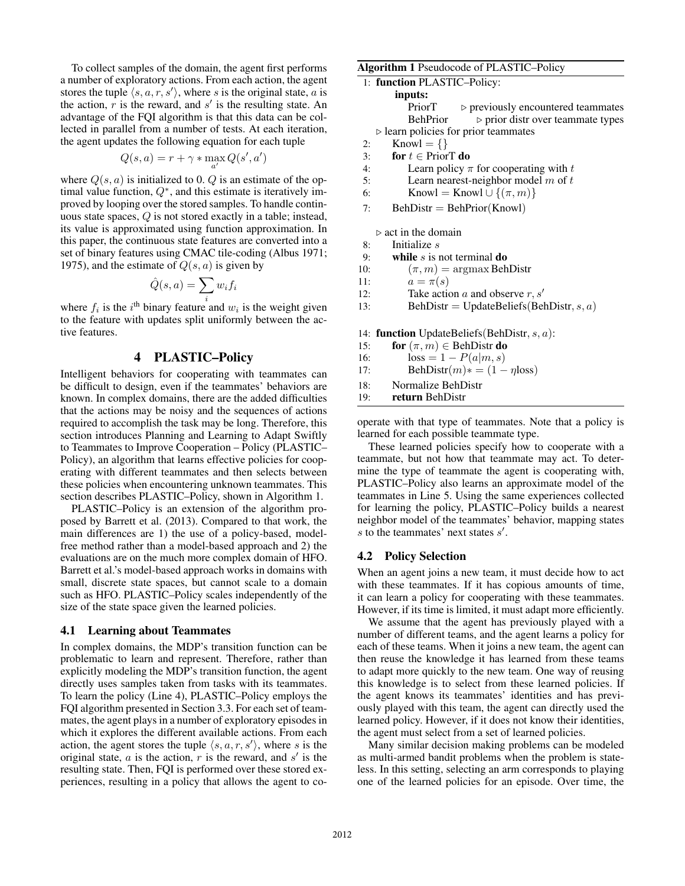To collect samples of the domain, the agent first performs a number of exploratory actions. From each action, the agent stores the tuple $\langle s, a, r, s' \rangle$, where $s$ is the original state, $a$ is the action, $r$ is the reward, and $s'$ is the resulting state. An advantage of the FQI algorithm is that this data can be collected in parallel from a number of tests. At each iteration, the agent updates the following equation for each tuple

$$Q(s, a) = r + \gamma * \max_{a'} Q(s', a')$$

where $Q(s, a)$ is initialized to 0. $Q$ is an estimate of the optimal value function, $Q^*$, and this estimate is iteratively improved by looping over the stored samples. To handle continuous state spaces, $Q$ is not stored exactly in a table; instead, its value is approximated using function approximation. In this paper, the continuous state features are converted into a set of binary features using CMAC tile-coding (Albus 1971; 1975), and the estimate of $Q(s, a)$ is given by

$$\hat{Q}(s, a) = \sum_i w_i f_i$$

where $f_i$ is the $i^{\text{th}}$ binary feature and $w_i$ is the weight given to the feature with updates split uniformly between the active features.

## 4 PLASTIC–Policy

Intelligent behaviors for cooperating with teammates can be difficult to design, even if the teammates' behaviors are known. In complex domains, there are the added difficulties that the actions may be noisy and the sequences of actions required to accomplish the task may be long. Therefore, this section introduces Planning and Learning to Adapt Swiftly to Teammates to Improve Cooperation – Policy (PLASTIC–Policy), an algorithm that learns effective policies for cooperating with different teammates and then selects between these policies when encountering unknown teammates. This section describes PLASTIC–Policy, shown in Algorithm 1.

PLASTIC–Policy is an extension of the algorithm proposed by Barrett et al. (2013). Compared to that work, the main differences are 1) the use of a policy-based, model-free method rather than a model-based approach and 2) the evaluations are on the much more complex domain of HFO. Barrett et al.'s model-based approach works in domains with small, discrete state spaces, but cannot scale to a domain such as HFO. PLASTIC–Policy scales independently of the size of the state space given the learned policies.

### 4.1 Learning about Teammates

In complex domains, the MDP's transition function can be problematic to learn and represent. Therefore, rather than explicitly modeling the MDP's transition function, the agent directly uses samples taken from tasks with its teammates. To learn the policy (Line 4), PLASTIC–Policy employs the FQI algorithm presented in Section 3.3. For each set of teammates, the agent plays in a number of exploratory episodes in which it explores the different available actions. From each action, the agent stores the tuple $\langle s, a, r, s' \rangle$, where $s$ is the original state, $a$ is the action, $r$ is the reward, and $s'$ is the resulting state. Then, FQI is performed over these stored experiences, resulting in a policy that allows the agent to cooperate with that type of teammates. Note that a policy is learned for each possible teammate type.

**Algorithm 1** Pseudocode of PLASTIC–Policy

```
 1: function PLASTIC–Policy:
        inputs:
            PriorT      ▷ previously encountered teammates
            BehPrior    ▷ prior distr over teammate types
    ▷ learn policies for prior teammates
 2:     Knowl = {}
 3:     for t ∈ PriorT do
 4:         Learn policy π for cooperating with t
 5:         Learn nearest-neighbor model m of t
 6:         Knowl = Knowl ∪ {(π, m)}
 7:     BehDistr = BehPrior(Knowl)

    ▷ act in the domain
 8:     Initialize s
 9:     while s is not terminal do
10:         (π, m) = argmax BehDistr
11:         a = π(s)
12:         Take action a and observe r, s'
13:         BehDistr = UpdateBeliefs(BehDistr, s, a)

14: function UpdateBeliefs(BehDistr, s, a):
15:     for (π, m) ∈ BehDistr do
16:         loss = 1 − P(a|m, s)
17:         BehDistr(m)* = (1 − η loss)
18:     Normalize BehDistr
19:     return BehDistr
```

These learned policies specify how to cooperate with a teammate, but not how that teammate may act. To determine the type of teammate the agent is cooperating with, PLASTIC–Policy also learns an approximate model of the teammates in Line 5. Using the same experiences collected for learning the policy, PLASTIC–Policy builds a nearest neighbor model of the teammates' behavior, mapping states $s$ to the teammates' next states $s'$.

### 4.2 Policy Selection

When an agent joins a new team, it must decide how to act with these teammates. If it has copious amounts of time, it can learn a policy for cooperating with these teammates. However, if its time is limited, it must adapt more efficiently.

We assume that the agent has previously played with a number of different teams, and the agent learns a policy for each of these teams. When it joins a new team, the agent can then reuse the knowledge it has learned from these teams to adapt more quickly to the new team. One way of reusing this knowledge is to select from these learned policies. If the agent knows its teammates' identities and has previously played with this team, the agent can directly used the learned policy. However, if it does not know their identities, the agent must select from a set of learned policies.

Many similar decision making problems can be modeled as multi-armed bandit problems when the problem is stateless. In this setting, selecting an arm corresponds to playing one of the learned policies for an episode. Over time, the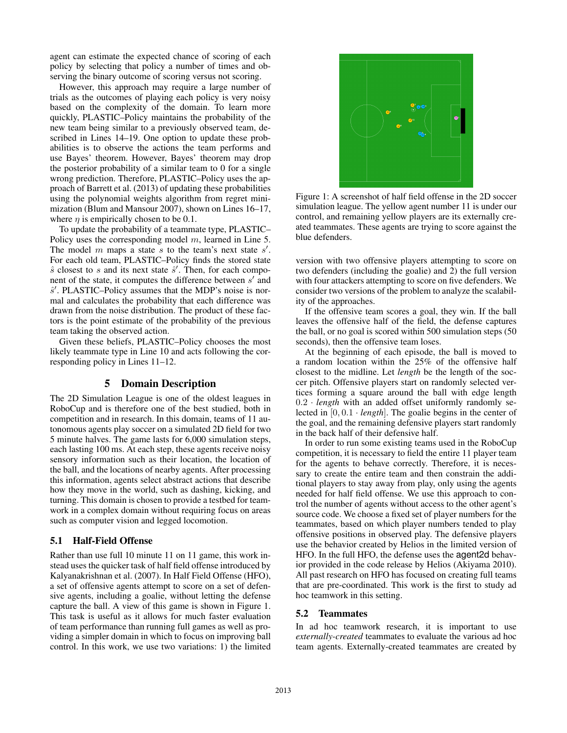agent can estimate the expected chance of scoring of each policy by selecting that policy a number of times and observing the binary outcome of scoring versus not scoring.

However, this approach may require a large number of trials as the outcomes of playing each policy is very noisy based on the complexity of the domain. To learn more quickly, PLASTIC–Policy maintains the probability of the new team being similar to a previously observed team, described in Lines 14–19. One option to update these probabilities is to observe the actions the team performs and use Bayes' theorem. However, Bayes' theorem may drop the posterior probability of a similar team to 0 for a single wrong prediction. Therefore, PLASTIC–Policy uses the approach of Barrett et al. (2013) of updating these probabilities using the polynomial weights algorithm from regret minimization (Blum and Mansour 2007), shown on Lines 16–17, where $\eta$ is empirically chosen to be 0.1.

To update the probability of a teammate type, PLASTIC–Policy uses the corresponding model $m$, learned in Line 5. The model $m$ maps a state $s$ to the team's next state $s'$. For each old team, PLASTIC–Policy finds the stored state $\hat{s}$ closest to $s$ and its next state $\hat{s}'$. Then, for each component of the state, it computes the difference between $s'$ and $\hat{s}'$. PLASTIC–Policy assumes that the MDP's noise is normal and calculates the probability that each difference was drawn from the noise distribution. The product of these factors is the point estimate of the probability of the previous team taking the observed action.

Given these beliefs, PLASTIC–Policy chooses the most likely teammate type in Line 10 and acts following the corresponding policy in Lines 11–12.

## 5 Domain Description

The 2D Simulation League is one of the oldest leagues in RoboCup and is therefore one of the best studied, both in competition and in research. In this domain, teams of 11 autonomous agents play soccer on a simulated 2D field for two 5 minute halves. The game lasts for 6,000 simulation steps, each lasting 100 ms. At each step, these agents receive noisy sensory information such as their location, the location of the ball, and the locations of nearby agents. After processing this information, agents select abstract actions that describe how they move in the world, such as dashing, kicking, and turning. This domain is chosen to provide a testbed for teamwork in a complex domain without requiring focus on areas such as computer vision and legged locomotion.

### 5.1 Half-Field Offense

Rather than use full 10 minute 11 on 11 game, this work instead uses the quicker task of half field offense introduced by Kalyanakrishnan et al. (2007). In Half Field Offense (HFO), a set of offensive agents attempt to score on a set of defensive agents, including a goalie, without letting the defense capture the ball. A view of this game is shown in Figure 1. This task is useful as it allows for much faster evaluation of team performance than running full games as well as providing a simpler domain in which to focus on improving ball control. In this work, we use two variations: 1) the limited version with two offensive players attempting to score on two defenders (including the goalie) and 2) the full version with four attackers attempting to score on five defenders. We consider two versions of the problem to analyze the scalability of the approaches.

Figure 1: A screenshot of half field offense in the 2D soccer simulation league. The yellow agent number 11 is under our control, and remaining yellow players are its externally created teammates. These agents are trying to score against the blue defenders.

If the offensive team scores a goal, they win. If the ball leaves the offensive half of the field, the defense captures the ball, or no goal is scored within 500 simulation steps (50 seconds), then the offensive team loses.

At the beginning of each episode, the ball is moved to a random location within the 25% of the offensive half closest to the midline. Let *length* be the length of the soccer pitch. Offensive players start on randomly selected vertices forming a square around the ball with edge length $0.2 \cdot \textit{length}$ with an added offset uniformly randomly selected in $[0, 0.1 \cdot \textit{length}]$. The goalie begins in the center of the goal, and the remaining defensive players start randomly in the back half of their defensive half.

In order to run some existing teams used in the RoboCup competition, it is necessary to field the entire 11 player team for the agents to behave correctly. Therefore, it is necessary to create the entire team and then constrain the additional players to stay away from play, only using the agents needed for half field offense. We use this approach to control the number of agents without access to the other agent's source code. We choose a fixed set of player numbers for the teammates, based on which player numbers tended to play offensive positions in observed play. The defensive players use the behavior created by Helios in the limited version of HFO. In the full HFO, the defense uses the agent2d behavior provided in the code release by Helios (Akiyama 2010). All past research on HFO has focused on creating full teams that are pre-coordinated. This work is the first to study ad hoc teamwork in this setting.

### 5.2 Teammates

In ad hoc teamwork research, it is important to use *externally-created* teammates to evaluate the various ad hoc team agents. Externally-created teammates are created by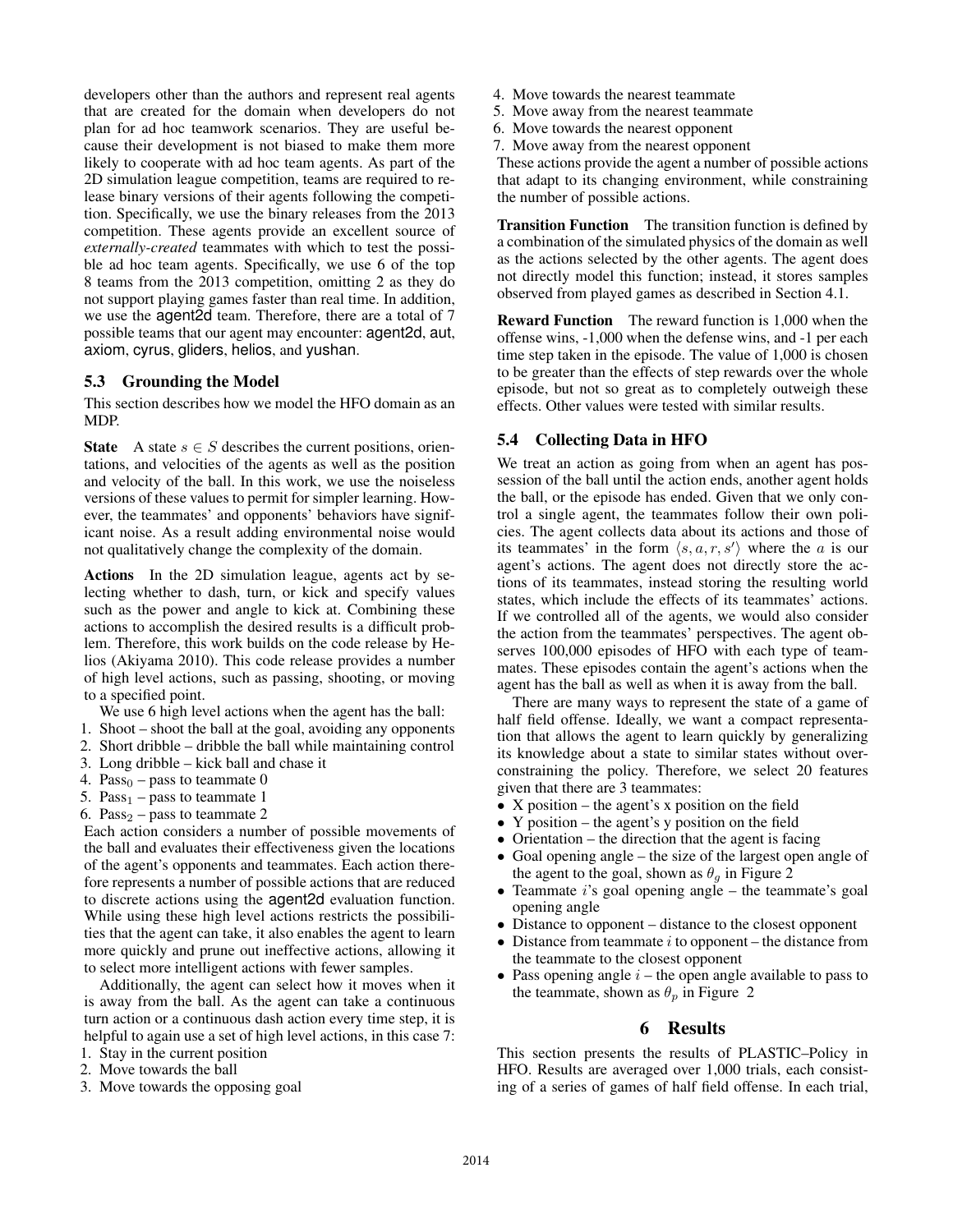developers other than the authors and represent real agents that are created for the domain when developers do not plan for ad hoc teamwork scenarios. They are useful because their development is not biased to make them more likely to cooperate with ad hoc team agents. As part of the 2D simulation league competition, teams are required to release binary versions of their agents following the competition. Specifically, we use the binary releases from the 2013 competition. These agents provide an excellent source of *externally-created* teammates with which to test the possible ad hoc team agents. Specifically, we use 6 of the top 8 teams from the 2013 competition, omitting 2 as they do not support playing games faster than real time. In addition, we use the agent2d team. Therefore, there are a total of 7 possible teams that our agent may encounter: agent2d, aut, axiom, cyrus, gliders, helios, and yushan.

## 5.3 Grounding the Model

This section describes how we model the HFO domain as an MDP.

**State** A state $s \in S$ describes the current positions, orientations, and velocities of the agents as well as the position and velocity of the ball. In this work, we use the noiseless versions of these values to permit for simpler learning. However, the teammates' and opponents' behaviors have significant noise. As a result adding environmental noise would not qualitatively change the complexity of the domain.

**Actions** In the 2D simulation league, agents act by selecting whether to dash, turn, or kick and specify values such as the power and angle to kick at. Combining these actions to accomplish the desired results is a difficult problem. Therefore, this work builds on the code release by Helios (Akiyama 2010). This code release provides a number of high level actions, such as passing, shooting, or moving to a specified point.

We use 6 high level actions when the agent has the ball:

1. Shoot – shoot the ball at the goal, avoiding any opponents
2. Short dribble – dribble the ball while maintaining control
3. Long dribble – kick ball and chase it
4. $\text{Pass}_0$ – pass to teammate 0
5. $\text{Pass}_1$ – pass to teammate 1
6. $\text{Pass}_2$ – pass to teammate 2

Each action considers a number of possible movements of the ball and evaluates their effectiveness given the locations of the agent's opponents and teammates. Each action therefore represents a number of possible actions that are reduced to discrete actions using the agent2d evaluation function. While using these high level actions restricts the possibilities that the agent can take, it also enables the agent to learn more quickly and prune out ineffective actions, allowing it to select more intelligent actions with fewer samples.

Additionally, the agent can select how it moves when it is away from the ball. As the agent can take a continuous turn action or a continuous dash action every time step, it is helpful to again use a set of high level actions, in this case 7:

1. Stay in the current position
2. Move towards the ball
3. Move towards the opposing goal
4. Move towards the nearest teammate
5. Move away from the nearest teammate
6. Move towards the nearest opponent
7. Move away from the nearest opponent

These actions provide the agent a number of possible actions that adapt to its changing environment, while constraining the number of possible actions.

**Transition Function** The transition function is defined by a combination of the simulated physics of the domain as well as the actions selected by the other agents. The agent does not directly model this function; instead, it stores samples observed from played games as described in Section 4.1.

**Reward Function** The reward function is 1,000 when the offense wins, -1,000 when the defense wins, and -1 per each time step taken in the episode. The value of 1,000 is chosen to be greater than the effects of step rewards over the whole episode, but not so great as to completely outweigh these effects. Other values were tested with similar results.

## 5.4 Collecting Data in HFO

We treat an action as going from when an agent has possession of the ball until the action ends, another agent holds the ball, or the episode has ended. Given that we only control a single agent, the teammates follow their own policies. The agent collects data about its actions and those of its teammates' in the form $\langle s, a, r, s' \rangle$ where the $a$ is our agent's actions. The agent does not directly store the actions of its teammates, instead storing the resulting world states, which include the effects of its teammates' actions. If we controlled all of the agents, we would also consider the action from the teammates' perspectives. The agent observes 100,000 episodes of HFO with each type of teammates. These episodes contain the agent's actions when the agent has the ball as well as when it is away from the ball.

There are many ways to represent the state of a game of half field offense. Ideally, we want a compact representation that allows the agent to learn quickly by generalizing its knowledge about a state to similar states without over-constraining the policy. Therefore, we select 20 features given that there are 3 teammates:

- X position – the agent's x position on the field
- Y position – the agent's y position on the field
- Orientation – the direction that the agent is facing
- Goal opening angle – the size of the largest open angle of the agent to the goal, shown as $\theta_g$ in Figure 2
- Teammate $i$'s goal opening angle – the teammate's goal opening angle
- Distance to opponent – distance to the closest opponent
- Distance from teammate $i$ to opponent – the distance from the teammate to the closest opponent
- Pass opening angle $i$ – the open angle available to pass to the teammate, shown as $\theta_p$ in Figure 2

# 6 Results

This section presents the results of PLASTIC–Policy in HFO. Results are averaged over 1,000 trials, each consisting of a series of games of half field offense. In each trial,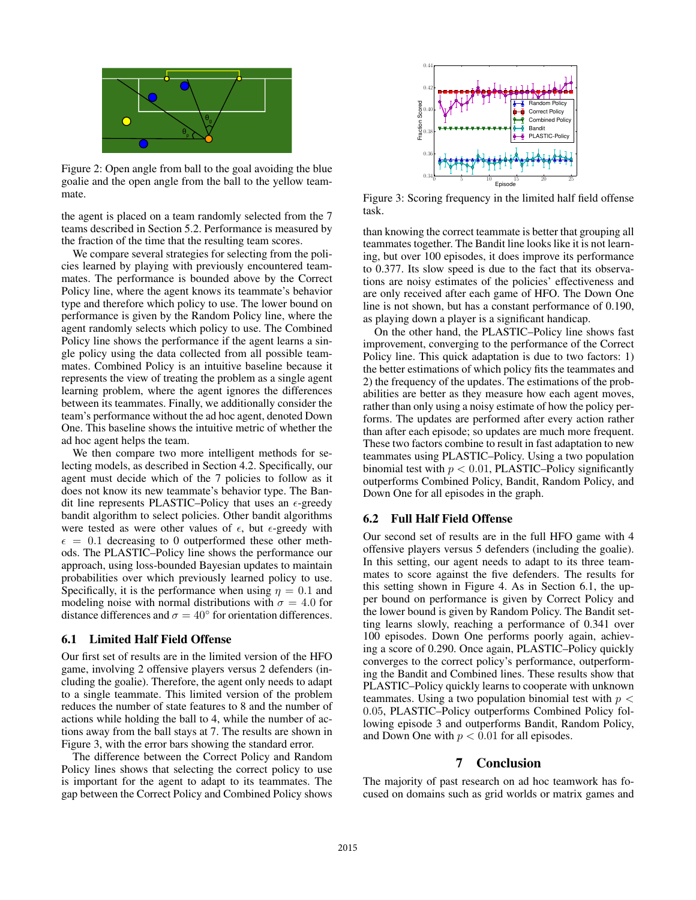Figure 2: Open angle from ball to the goal avoiding the blue goalie and the open angle from the ball to the yellow teammate.

the agent is placed on a team randomly selected from the 7 teams described in Section 5.2. Performance is measured by the fraction of the time that the resulting team scores.

We compare several strategies for selecting from the policies learned by playing with previously encountered teammates. The performance is bounded above by the Correct Policy line, where the agent knows its teammate's behavior type and therefore which policy to use. The lower bound on performance is given by the Random Policy line, where the agent randomly selects which policy to use. The Combined Policy line shows the performance if the agent learns a single policy using the data collected from all possible teammates. Combined Policy is an intuitive baseline because it represents the view of treating the problem as a single agent learning problem, where the agent ignores the differences between its teammates. Finally, we additionally consider the team's performance without the ad hoc agent, denoted Down One. This baseline shows the intuitive metric of whether the ad hoc agent helps the team.

We then compare two more intelligent methods for selecting models, as described in Section 4.2. Specifically, our agent must decide which of the 7 policies to follow as it does not know its new teammate's behavior type. The Bandit line represents PLASTIC–Policy that uses an $\epsilon$-greedy bandit algorithm to select policies. Other bandit algorithms were tested as were other values of $\epsilon$, but $\epsilon$-greedy with $\epsilon = 0.1$ decreasing to 0 outperformed these other methods. The PLASTIC–Policy line shows the performance our approach, using loss-bounded Bayesian updates to maintain probabilities over which previously learned policy to use. Specifically, it is the performance when using $\eta = 0.1$ and modeling noise with normal distributions with $\sigma = 4.0$ for distance differences and $\sigma = 40°$ for orientation differences.

### 6.1 Limited Half Field Offense

Our first set of results are in the limited version of the HFO game, involving 2 offensive players versus 2 defenders (including the goalie). Therefore, the agent only needs to adapt to a single teammate. This limited version of the problem reduces the number of state features to 8 and the number of actions while holding the ball to 4, while the number of actions away from the ball stays at 7. The results are shown in Figure 3, with the error bars showing the standard error.

The difference between the Correct Policy and Random Policy lines shows that selecting the correct policy to use is important for the agent to adapt to its teammates. The gap between the Correct Policy and Combined Policy shows than knowing the correct teammate is better that grouping all teammates together. The Bandit line looks like it is not learning, but over 100 episodes, it does improve its performance to 0.377. Its slow speed is due to the fact that its observations are noisy estimates of the policies' effectiveness and are only received after each game of HFO. The Down One line is not shown, but has a constant performance of 0.190, as playing down a player is a significant handicap.

Figure 3: Scoring frequency in the limited half field offense task.

On the other hand, the PLASTIC–Policy line shows fast improvement, converging to the performance of the Correct Policy line. This quick adaptation is due to two factors: 1) the better estimations of which policy fits the teammates and 2) the frequency of the updates. The estimations of the probabilities are better as they measure how each agent moves, rather than only using a noisy estimate of how the policy performs. The updates are performed after every action rather than after each episode; so updates are much more frequent. These two factors combine to result in fast adaptation to new teammates using PLASTIC–Policy. Using a two population binomial test with $p < 0.01$, PLASTIC–Policy significantly outperforms Combined Policy, Bandit, Random Policy, and Down One for all episodes in the graph.

### 6.2 Full Half Field Offense

Our second set of results are in the full HFO game with 4 offensive players versus 5 defenders (including the goalie). In this setting, our agent needs to adapt to its three teammates to score against the five defenders. The results for this setting shown in Figure 4. As in Section 6.1, the upper bound on performance is given by Correct Policy and the lower bound is given by Random Policy. The Bandit setting learns slowly, reaching a performance of 0.341 over 100 episodes. Down One performs poorly again, achieving a score of 0.290. Once again, PLASTIC–Policy quickly converges to the correct policy's performance, outperforming the Bandit and Combined lines. These results show that PLASTIC–Policy quickly learns to cooperate with unknown teammates. Using a two population binomial test with $p < 0.05$, PLASTIC–Policy outperforms Combined Policy following episode 3 and outperforms Bandit, Random Policy, and Down One with $p < 0.01$ for all episodes.

## 7 Conclusion

The majority of past research on ad hoc teamwork has focused on domains such as grid worlds or matrix games and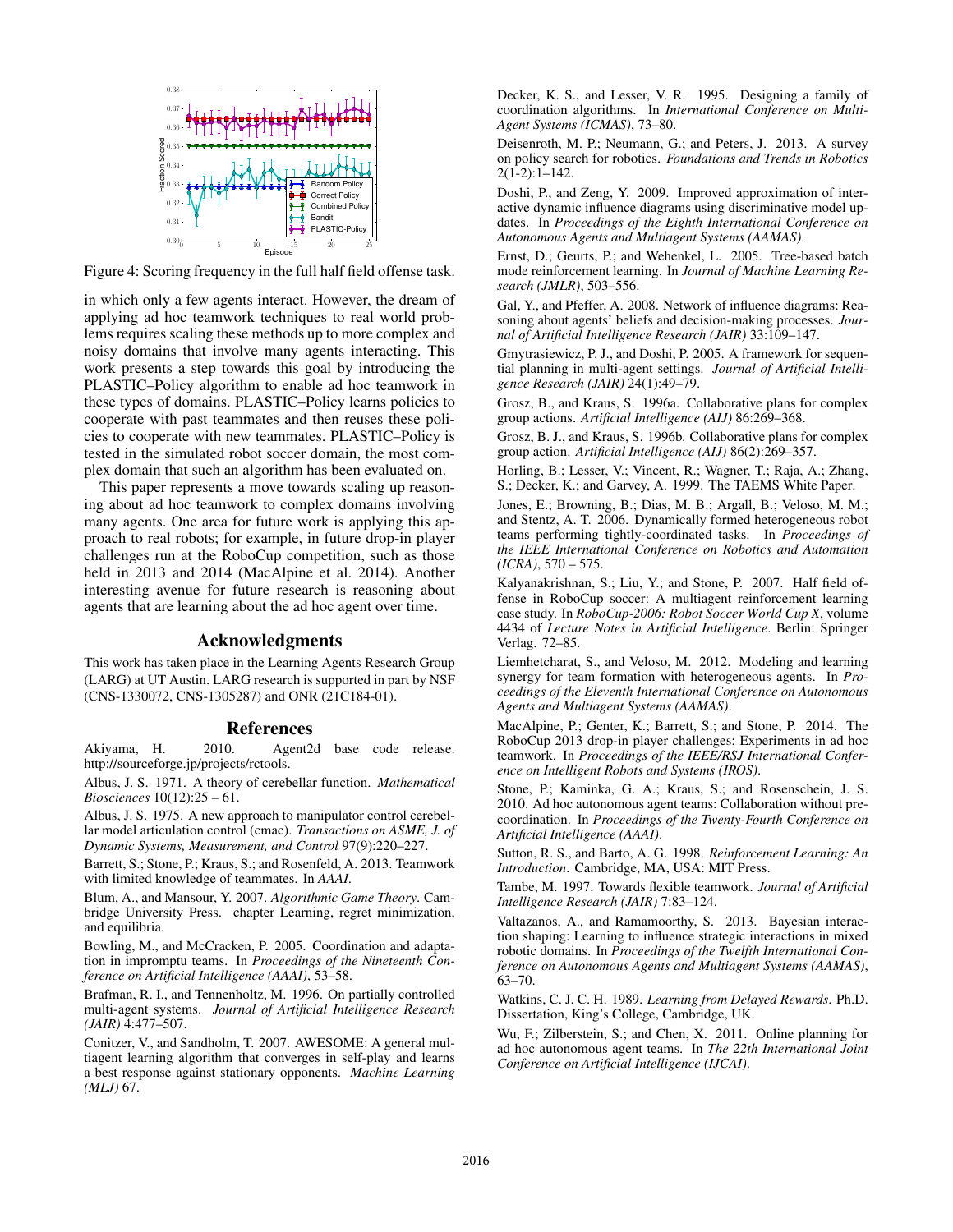0.38
0.37
0.36
0.35
0.34
0.33
0.32
0.31
0.30

Fraction Scored

0 5 10 15 20 25

Episode

Random Policy
Correct Policy
Combined Policy
Bandit
PLASTIC-Policy

Figure 4: Scoring frequency in the full half field offense task.

in which only a few agents interact. However, the dream of applying ad hoc teamwork techniques to real world problems requires scaling these methods up to more complex and noisy domains that involve many agents interacting. This work presents a step towards this goal by introducing the PLASTIC–Policy algorithm to enable ad hoc teamwork in these types of domains. PLASTIC–Policy learns policies to cooperate with past teammates and then reuses these policies to cooperate with new teammates. PLASTIC–Policy is tested in the simulated robot soccer domain, the most complex domain that such an algorithm has been evaluated on.

This paper represents a move towards scaling up reasoning about ad hoc teamwork to complex domains involving many agents. One area for future work is applying this approach to real robots; for example, in future drop-in player challenges run at the RoboCup competition, such as those held in 2013 and 2014 (MacAlpine et al. 2014). Another interesting avenue for future research is reasoning about agents that are learning about the ad hoc agent over time.

## Acknowledgments

This work has taken place in the Learning Agents Research Group (LARG) at UT Austin. LARG research is supported in part by NSF (CNS-1330072, CNS-1305287) and ONR (21C184-01).

## References

Akiyama, H. 2010. Agent2d base code release. http://sourceforge.jp/projects/rctools.

Albus, J. S. 1971. A theory of cerebellar function. *Mathematical Biosciences* 10(12):25 – 61.

Albus, J. S. 1975. A new approach to manipulator control cerebellar model articulation control (cmac). *Transactions on ASME, J. of Dynamic Systems, Measurement, and Control* 97(9):220–227.

Barrett, S.; Stone, P.; Kraus, S.; and Rosenfeld, A. 2013. Teamwork with limited knowledge of teammates. In *AAAI*.

Blum, A., and Mansour, Y. 2007. *Algorithmic Game Theory*. Cambridge University Press. chapter Learning, regret minimization, and equilibria.

Bowling, M., and McCracken, P. 2005. Coordination and adaptation in impromptu teams. In *Proceedings of the Nineteenth Conference on Artificial Intelligence (AAAI)*, 53–58.

Brafman, R. I., and Tennenholtz, M. 1996. On partially controlled multi-agent systems. *Journal of Artificial Intelligence Research (JAIR)* 4:477–507.

Conitzer, V., and Sandholm, T. 2007. AWESOME: A general multiagent learning algorithm that converges in self-play and learns a best response against stationary opponents. *Machine Learning (MLJ)* 67.

Decker, K. S., and Lesser, V. R. 1995. Designing a family of coordination algorithms. In *International Conference on Multi-Agent Systems (ICMAS)*, 73–80.

Deisenroth, M. P.; Neumann, G.; and Peters, J. 2013. A survey on policy search for robotics. *Foundations and Trends in Robotics* 2(1-2):1–142.

Doshi, P., and Zeng, Y. 2009. Improved approximation of interactive dynamic influence diagrams using discriminative model updates. In *Proceedings of the Eighth International Conference on Autonomous Agents and Multiagent Systems (AAMAS)*.

Ernst, D.; Geurts, P.; and Wehenkel, L. 2005. Tree-based batch mode reinforcement learning. In *Journal of Machine Learning Research (JMLR)*, 503–556.

Gal, Y., and Pfeffer, A. 2008. Network of influence diagrams: Reasoning about agents' beliefs and decision-making processes. *Journal of Artificial Intelligence Research (JAIR)* 33:109–147.

Gmytrasiewicz, P. J., and Doshi, P. 2005. A framework for sequential planning in multi-agent settings. *Journal of Artificial Intelligence Research (JAIR)* 24(1):49–79.

Grosz, B., and Kraus, S. 1996a. Collaborative plans for complex group actions. *Artificial Intelligence (AIJ)* 86:269–368.

Grosz, B. J., and Kraus, S. 1996b. Collaborative plans for complex group action. *Artificial Intelligence (AIJ)* 86(2):269–357.

Horling, B.; Lesser, V.; Vincent, R.; Wagner, T.; Raja, A.; Zhang, S.; Decker, K.; and Garvey, A. 1999. The TAEMS White Paper.

Jones, E.; Browning, B.; Dias, M. B.; Argall, B.; Veloso, M. M.; and Stentz, A. T. 2006. Dynamically formed heterogeneous robot teams performing tightly-coordinated tasks. In *Proceedings of the IEEE International Conference on Robotics and Automation (ICRA)*, 570 – 575.

Kalyanakrishnan, S.; Liu, Y.; and Stone, P. 2007. Half field offense in RoboCup soccer: A multiagent reinforcement learning case study. In *RoboCup-2006: Robot Soccer World Cup X*, volume 4434 of *Lecture Notes in Artificial Intelligence*. Berlin: Springer Verlag. 72–85.

Liemhetcharat, S., and Veloso, M. 2012. Modeling and learning synergy for team formation with heterogeneous agents. In *Proceedings of the Eleventh International Conference on Autonomous Agents and Multiagent Systems (AAMAS)*.

MacAlpine, P.; Genter, K.; Barrett, S.; and Stone, P. 2014. The RoboCup 2013 drop-in player challenges: Experiments in ad hoc teamwork. In *Proceedings of the IEEE/RSJ International Conference on Intelligent Robots and Systems (IROS)*.

Stone, P.; Kaminka, G. A.; Kraus, S.; and Rosenschein, J. S. 2010. Ad hoc autonomous agent teams: Collaboration without pre-coordination. In *Proceedings of the Twenty-Fourth Conference on Artificial Intelligence (AAAI)*.

Sutton, R. S., and Barto, A. G. 1998. *Reinforcement Learning: An Introduction*. Cambridge, MA, USA: MIT Press.

Tambe, M. 1997. Towards flexible teamwork. *Journal of Artificial Intelligence Research (JAIR)* 7:83–124.

Valtazanos, A., and Ramamoorthy, S. 2013. Bayesian interaction shaping: Learning to influence strategic interactions in mixed robotic domains. In *Proceedings of the Twelfth International Conference on Autonomous Agents and Multiagent Systems (AAMAS)*, 63–70.

Watkins, C. J. C. H. 1989. *Learning from Delayed Rewards*. Ph.D. Dissertation, King's College, Cambridge, UK.

Wu, F.; Zilberstein, S.; and Chen, X. 2011. Online planning for ad hoc autonomous agent teams. In *The 22th International Joint Conference on Artificial Intelligence (IJCAI)*.